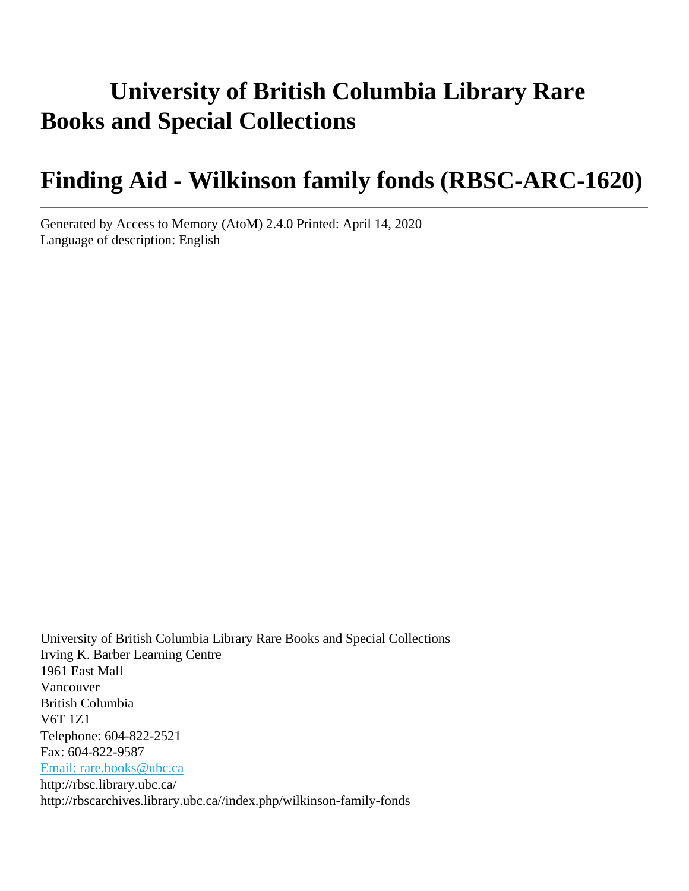# University of British Columbia Library Rare Books and Special Collections

# Finding Aid - Wilkinson family fonds (RBSC-ARC-1620)

Generated by Access to Memory (AtoM) 2.4.0 Printed: April 14, 2020
Language of description: English

University of British Columbia Library Rare Books and Special Collections
Irving K. Barber Learning Centre
1961 East Mall
Vancouver
British Columbia
V6T 1Z1
Telephone: 604-822-2521
Fax: 604-822-9587
Email: rare.books@ubc.ca
http://rbsc.library.ubc.ca/
http://rbscarchives.library.ubc.ca//index.php/wilkinson-family-fonds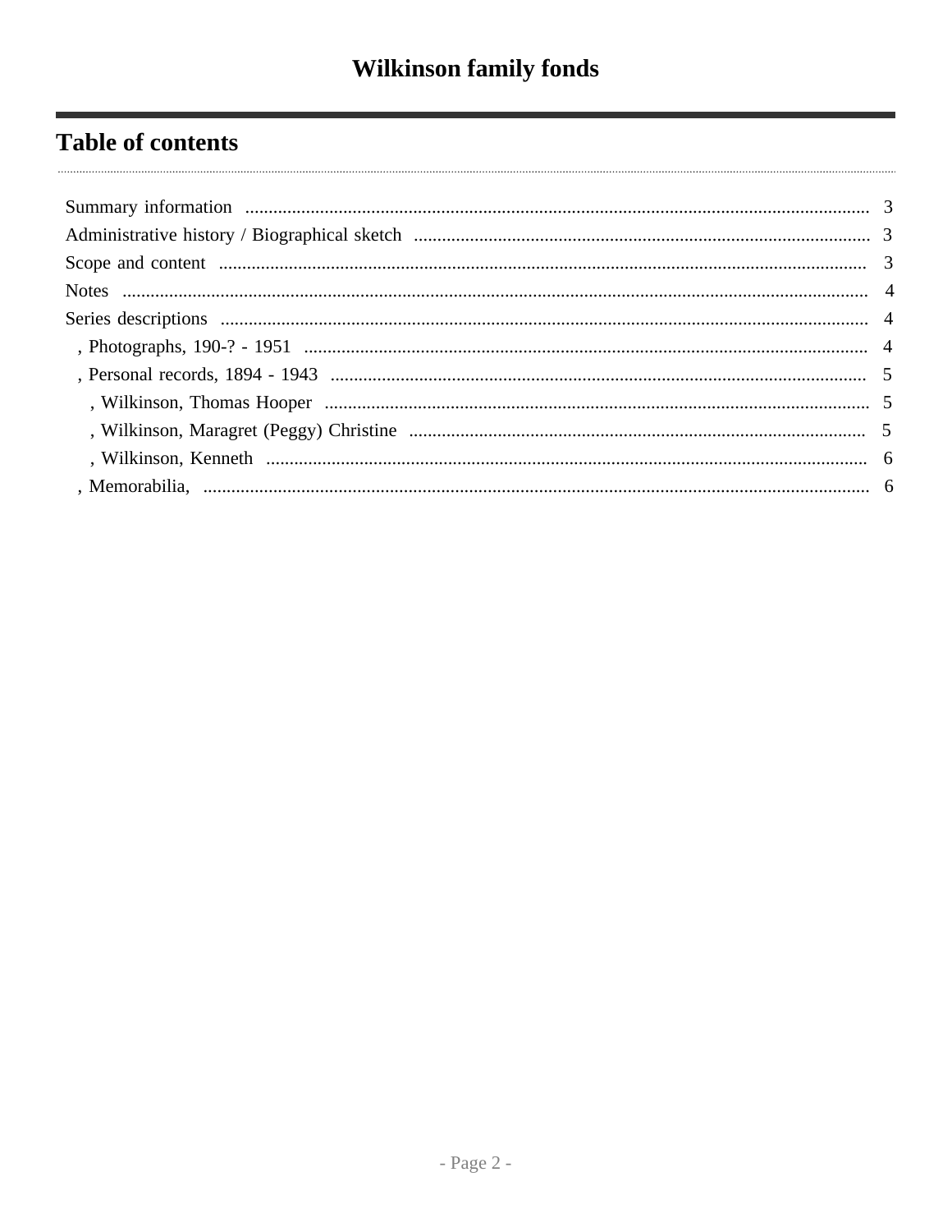# Wilkinson family fonds

## Table of contents

- Summary information ..... 3
- Administrative history / Biographical sketch ..... 3
- Scope and content ..... 3
- Notes ..... 4
- Series descriptions ..... 4
  - , Photographs, 190-? - 1951 ..... 4
  - , Personal records, 1894 - 1943 ..... 5
    - , Wilkinson, Thomas Hooper ..... 5
    - , Wilkinson, Maragret (Peggy) Christine ..... 5
    - , Wilkinson, Kenneth ..... 6
  - , Memorabilia, ..... 6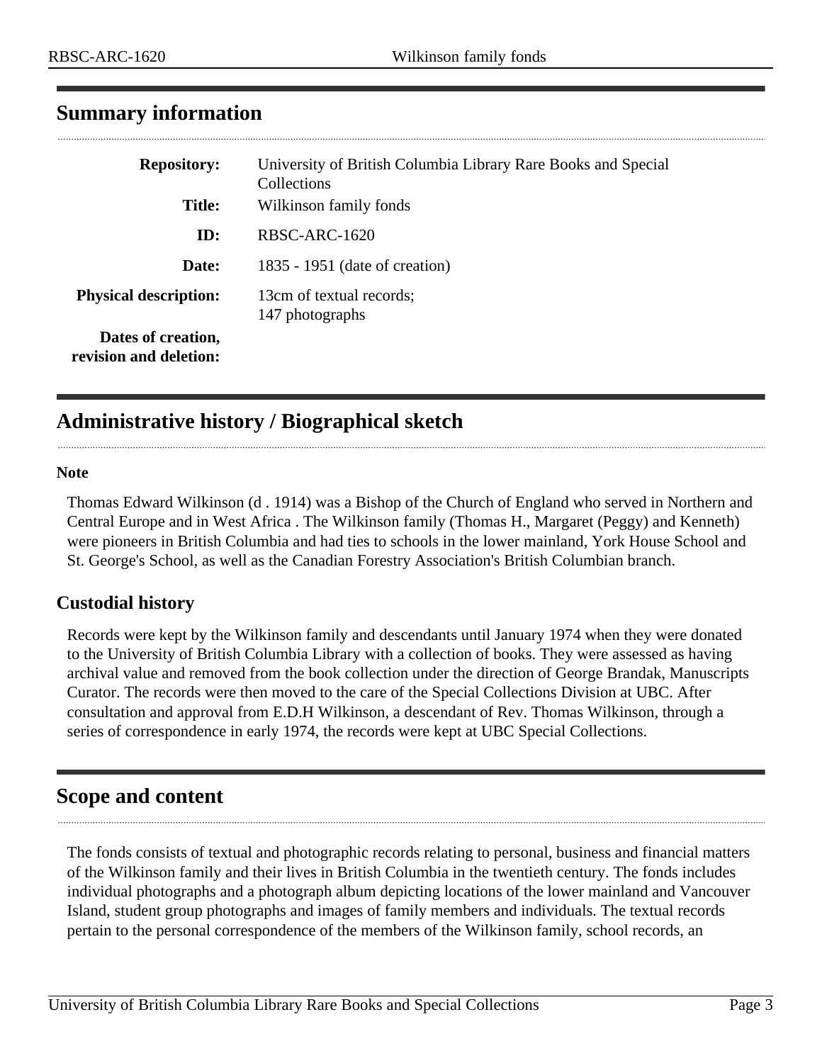## Summary information

| | |
|---|---|
| **Repository:** | University of British Columbia Library Rare Books and Special Collections |
| **Title:** | Wilkinson family fonds |
| **ID:** | RBSC-ARC-1620 |
| **Date:** | 1835 - 1951 (date of creation) |
| **Physical description:** | 13cm of textual records; 147 photographs |
| **Dates of creation, revision and deletion:** | |

## Administrative history / Biographical sketch

### Note

Thomas Edward Wilkinson (d . 1914) was a Bishop of the Church of England who served in Northern and Central Europe and in West Africa . The Wilkinson family (Thomas H., Margaret (Peggy) and Kenneth) were pioneers in British Columbia and had ties to schools in the lower mainland, York House School and St. George's School, as well as the Canadian Forestry Association's British Columbian branch.

### Custodial history

Records were kept by the Wilkinson family and descendants until January 1974 when they were donated to the University of British Columbia Library with a collection of books. They were assessed as having archival value and removed from the book collection under the direction of George Brandak, Manuscripts Curator. The records were then moved to the care of the Special Collections Division at UBC. After consultation and approval from E.D.H Wilkinson, a descendant of Rev. Thomas Wilkinson, through a series of correspondence in early 1974, the records were kept at UBC Special Collections.

## Scope and content

The fonds consists of textual and photographic records relating to personal, business and financial matters of the Wilkinson family and their lives in British Columbia in the twentieth century. The fonds includes individual photographs and a photograph album depicting locations of the lower mainland and Vancouver Island, student group photographs and images of family members and individuals. The textual records pertain to the personal correspondence of the members of the Wilkinson family, school records, an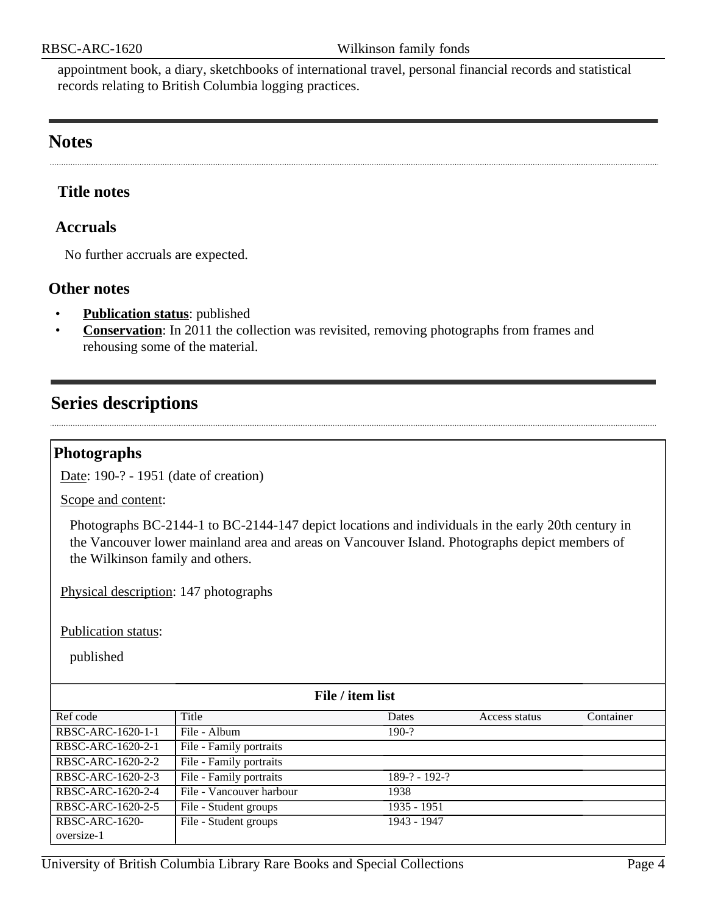appointment book, a diary, sketchbooks of international travel, personal financial records and statistical records relating to British Columbia logging practices.

## Notes

### Title notes

### Accruals

No further accruals are expected.

### Other notes

- **Publication status**: published
- **Conservation**: In 2011 the collection was revisited, removing photographs from frames and rehousing some of the material.

## Series descriptions

### Photographs

Date: 190-? - 1951 (date of creation)

Scope and content:

Photographs BC-2144-1 to BC-2144-147 depict locations and individuals in the early 20th century in the Vancouver lower mainland area and areas on Vancouver Island. Photographs depict members of the Wilkinson family and others.

Physical description: 147 photographs

Publication status:

published

**File / item list**

| Ref code | Title | Dates | Access status | Container |
|---|---|---|---|---|
| RBSC-ARC-1620-1-1 | File - Album | 190-? | | |
| RBSC-ARC-1620-2-1 | File - Family portraits | | | |
| RBSC-ARC-1620-2-2 | File - Family portraits | | | |
| RBSC-ARC-1620-2-3 | File - Family portraits | 189-? - 192-? | | |
| RBSC-ARC-1620-2-4 | File - Vancouver harbour | 1938 | | |
| RBSC-ARC-1620-2-5 | File - Student groups | 1935 - 1951 | | |
| RBSC-ARC-1620-oversize-1 | File - Student groups | 1943 - 1947 | | |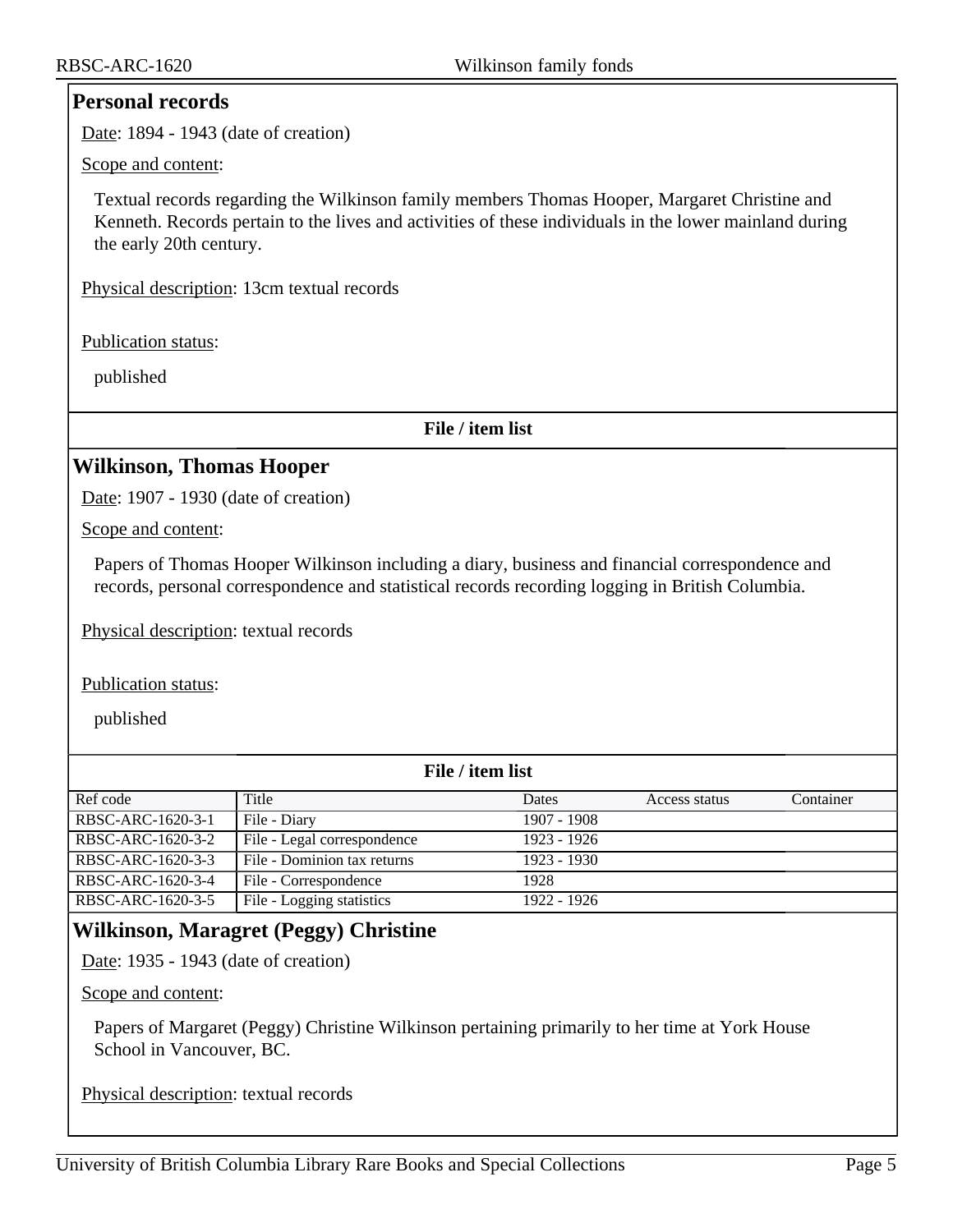## Personal records

Date: 1894 - 1943 (date of creation)

Scope and content:

Textual records regarding the Wilkinson family members Thomas Hooper, Margaret Christine and Kenneth. Records pertain to the lives and activities of these individuals in the lower mainland during the early 20th century.

Physical description: 13cm textual records

Publication status:

published

**File / item list**

### Wilkinson, Thomas Hooper

Date: 1907 - 1930 (date of creation)

Scope and content:

Papers of Thomas Hooper Wilkinson including a diary, business and financial correspondence and records, personal correspondence and statistical records recording logging in British Columbia.

Physical description: textual records

Publication status:

published

**File / item list**

| Ref code | Title | Dates | Access status | Container |
|---|---|---|---|---|
| RBSC-ARC-1620-3-1 | File - Diary | 1907 - 1908 | | |
| RBSC-ARC-1620-3-2 | File - Legal correspondence | 1923 - 1926 | | |
| RBSC-ARC-1620-3-3 | File - Dominion tax returns | 1923 - 1930 | | |
| RBSC-ARC-1620-3-4 | File - Correspondence | 1928 | | |
| RBSC-ARC-1620-3-5 | File - Logging statistics | 1922 - 1926 | | |

### Wilkinson, Maragret (Peggy) Christine

Date: 1935 - 1943 (date of creation)

Scope and content:

Papers of Margaret (Peggy) Christine Wilkinson pertaining primarily to her time at York House School in Vancouver, BC.

Physical description: textual records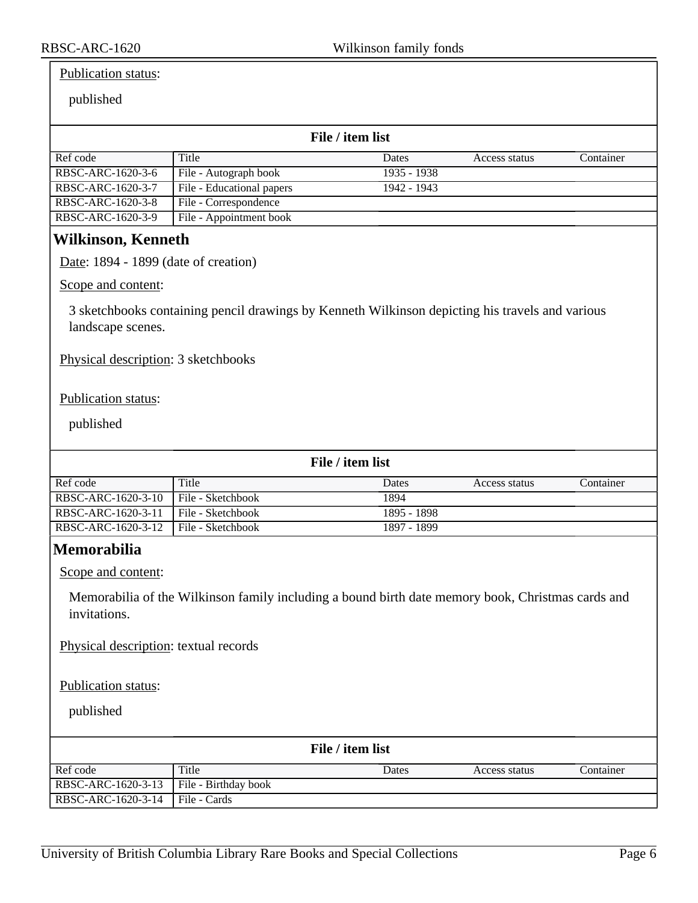Publication status:

published

**File / item list**

| Ref code | Title | Dates | Access status | Container |
|---|---|---|---|---|
| RBSC-ARC-1620-3-6 | File - Autograph book | 1935 - 1938 | | |
| RBSC-ARC-1620-3-7 | File - Educational papers | 1942 - 1943 | | |
| RBSC-ARC-1620-3-8 | File - Correspondence | | | |
| RBSC-ARC-1620-3-9 | File - Appointment book | | | |

## Wilkinson, Kenneth

Date: 1894 - 1899 (date of creation)

Scope and content:

3 sketchbooks containing pencil drawings by Kenneth Wilkinson depicting his travels and various landscape scenes.

Physical description: 3 sketchbooks

Publication status:

published

**File / item list**

| Ref code | Title | Dates | Access status | Container |
|---|---|---|---|---|
| RBSC-ARC-1620-3-10 | File - Sketchbook | 1894 | | |
| RBSC-ARC-1620-3-11 | File - Sketchbook | 1895 - 1898 | | |
| RBSC-ARC-1620-3-12 | File - Sketchbook | 1897 - 1899 | | |

## Memorabilia

Scope and content:

Memorabilia of the Wilkinson family including a bound birth date memory book, Christmas cards and invitations.

Physical description: textual records

Publication status:

published

**File / item list**

| Ref code | Title | Dates | Access status | Container |
|---|---|---|---|---|
| RBSC-ARC-1620-3-13 | File - Birthday book | | | |
| RBSC-ARC-1620-3-14 | File - Cards | | | |